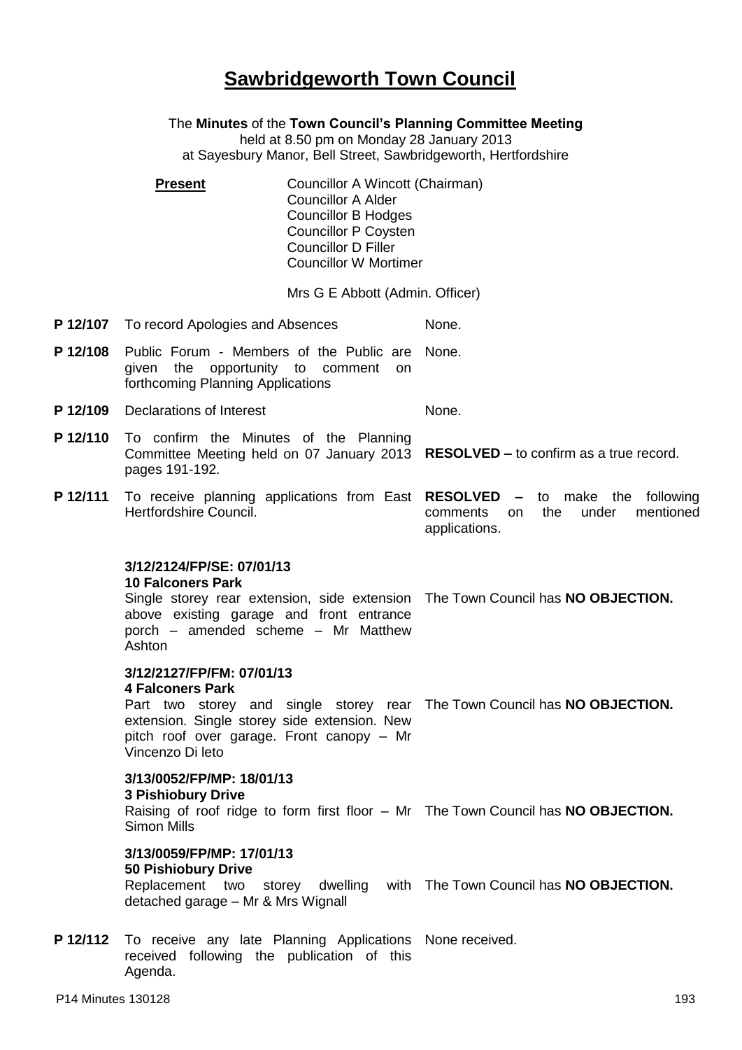# Sawbridgeworth Town Council

The **Minutes** of the **Town Council's Planning Committee Meeting**
held at 8.50 pm on Monday 28 January 2013
at Sayesbury Manor, Bell Street, Sawbridgeworth, Hertfordshire

**Present**

Councillor A Wincott (Chairman)
Councillor A Alder
Councillor B Hodges
Councillor P Coysten
Councillor D Filler
Councillor W Mortimer

Mrs G E Abbott (Admin. Officer)

| | | |
|---|---|---|
| **P 12/107** | To record Apologies and Absences | None. |
| **P 12/108** | Public Forum - Members of the Public are given the opportunity to comment on forthcoming Planning Applications | None. |
| **P 12/109** | Declarations of Interest | None. |
| **P 12/110** | To confirm the Minutes of the Planning Committee Meeting held on 07 January 2013 pages 191-192. | **RESOLVED –** to confirm as a true record. |
| **P 12/111** | To receive planning applications from East Hertfordshire Council. | **RESOLVED –** to make the following comments on the under mentioned applications. |
| | **3/12/2124/FP/SE: 07/01/13**<br>**10 Falconers Park**<br>Single storey rear extension, side extension above existing garage and front entrance porch – amended scheme – Mr Matthew Ashton | The Town Council has **NO OBJECTION.** |
| | **3/12/2127/FP/FM: 07/01/13**<br>**4 Falconers Park**<br>Part two storey and single storey rear extension. Single storey side extension. New pitch roof over garage. Front canopy – Mr Vincenzo Di leto | The Town Council has **NO OBJECTION.** |
| | **3/13/0052/FP/MP: 18/01/13**<br>**3 Pishiobury Drive**<br>Raising of roof ridge to form first floor – Mr Simon Mills | The Town Council has **NO OBJECTION.** |
| | **3/13/0059/FP/MP: 17/01/13**<br>**50 Pishiobury Drive**<br>Replacement two storey dwelling with detached garage – Mr & Mrs Wignall | The Town Council has **NO OBJECTION.** |
| **P 12/112** | To receive any late Planning Applications received following the publication of this Agenda. | None received. |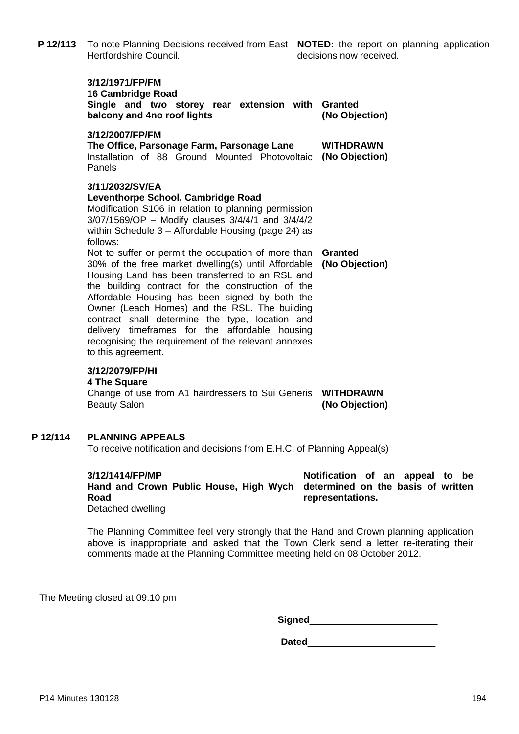**P 12/113** To note Planning Decisions received from East Hertfordshire Council.

**NOTED:** the report on planning application decisions now received.

| | |
|---|---|
| **3/12/1971/FP/FM**<br>**16 Cambridge Road**<br>**Single and two storey rear extension with balcony and 4no roof lights** | **Granted**<br>**(No Objection)** |
| **3/12/2007/FP/FM**<br>**The Office, Parsonage Farm, Parsonage Lane**<br>Installation of 88 Ground Mounted Photovoltaic Panels | **WITHDRAWN**<br>**(No Objection)** |
| **3/11/2032/SV/EA**<br>**Leventhorpe School, Cambridge Road**<br>Modification S106 in relation to planning permission 3/07/1569/OP – Modify clauses 3/4/4/1 and 3/4/4/2 within Schedule 3 – Affordable Housing (page 24) as follows:<br>Not to suffer or permit the occupation of more than 30% of the free market dwelling(s) until Affordable Housing Land has been transferred to an RSL and the building contract for the construction of the Affordable Housing has been signed by both the Owner (Leach Homes) and the RSL. The building contract shall determine the type, location and delivery timeframes for the affordable housing recognising the requirement of the relevant annexes to this agreement. | **Granted**<br>**(No Objection)** |
| **3/12/2079/FP/HI**<br>**4 The Square**<br>Change of use from A1 hairdressers to Sui Generis Beauty Salon | **WITHDRAWN**<br>**(No Objection)** |

**P 12/114** **PLANNING APPEALS**

To receive notification and decisions from E.H.C. of Planning Appeal(s)

| | |
|---|---|
| **3/12/1414/FP/MP**<br>**Hand and Crown Public House, High Wych Road**<br>Detached dwelling | **Notification of an appeal to be determined on the basis of written representations.** |

The Planning Committee feel very strongly that the Hand and Crown planning application above is inappropriate and asked that the Town Clerk send a letter re-iterating their comments made at the Planning Committee meeting held on 08 October 2012.

The Meeting closed at 09.10 pm

**Signed**________________________

**Dated**________________________

P14 Minutes 130128